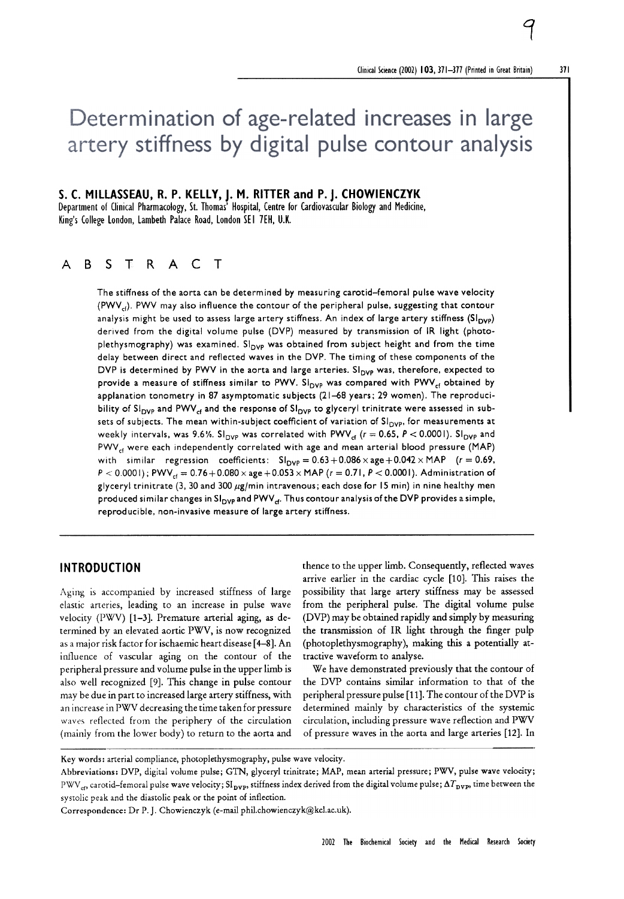# Determination of age-related increases in large artery stiffness by digital pulse contour analysis

**S. C. MILLASSEAU, R. P. KELLY, J. M. RITTER and P. J. CHOWIENCZYK**

Department of Clinical Pharmacology, St. Thomas' Hospital, Centre for Cardiovascular Biology and Medicine, King's College London, Lambeth Palace Road, London SE1 7EH, U.K.

## ABSTRACT

The stiffness of the aorta can be determined by measuring carotid–femoral pulse wave velocity ($PWV_{cf}$). PWV may also influence the contour of the peripheral pulse, suggesting that contour analysis might be used to assess large artery stiffness. An index of large artery stiffness ($SI_{DVP}$) derived from the digital volume pulse (DVP) measured by transmission of IR light (photoplethysmography) was examined. $SI_{DVP}$ was obtained from subject height and from the time delay between direct and reflected waves in the DVP. The timing of these components of the DVP is determined by PWV in the aorta and large arteries. $SI_{DVP}$ was, therefore, expected to provide a measure of stiffness similar to PWV. $SI_{DVP}$ was compared with $PWV_{cf}$ obtained by applanation tonometry in 87 asymptomatic subjects (21–68 years; 29 women). The reproducibility of $SI_{DVP}$ and $PWV_{cf}$ and the response of $SI_{DVP}$ to glyceryl trinitrate were assessed in subsets of subjects. The mean within-subject coefficient of variation of $SI_{DVP}$, for measurements at weekly intervals, was 9.6%. $SI_{DVP}$ was correlated with $PWV_{cf}$ ($r = 0.65$, $P < 0.0001$). $SI_{DVP}$ and $PWV_{cf}$ were each independently correlated with age and mean arterial blood pressure (MAP) with similar regression coefficients: $SI_{DVP} = 0.63 + 0.086 \times \text{age} + 0.042 \times \text{MAP}$ ($r = 0.69$, $P < 0.0001$); $PWV_{cf} = 0.76 + 0.080 \times \text{age} + 0.053 \times \text{MAP}$ ($r = 0.71$, $P < 0.0001$). Administration of glyceryl trinitrate (3, 30 and 300 $\mu$g/min intravenous; each dose for 15 min) in nine healthy men produced similar changes in $SI_{DVP}$ and $PWV_{cf}$. Thus contour analysis of the DVP provides a simple, reproducible, non-invasive measure of large artery stiffness.

## INTRODUCTION

Aging is accompanied by increased stiffness of large elastic arteries, leading to an increase in pulse wave velocity (PWV) [1–3]. Premature arterial aging, as determined by an elevated aortic PWV, is now recognized as a major risk factor for ischaemic heart disease [4–8]. An influence of vascular aging on the contour of the peripheral pressure and volume pulse in the upper limb is also well recognized [9]. This change in pulse contour may be due in part to increased large artery stiffness, with an increase in PWV decreasing the time taken for pressure waves reflected from the periphery of the circulation (mainly from the lower body) to return to the aorta and thence to the upper limb. Consequently, reflected waves arrive earlier in the cardiac cycle [10]. This raises the possibility that large artery stiffness may be assessed from the peripheral pulse. The digital volume pulse (DVP) may be obtained rapidly and simply by measuring the transmission of IR light through the finger pulp (photoplethysmography), making this a potentially attractive waveform to analyse.

We have demonstrated previously that the contour of the DVP contains similar information to that of the peripheral pressure pulse [11]. The contour of the DVP is determined mainly by characteristics of the systemic circulation, including pressure wave reflection and PWV of pressure waves in the aorta and large arteries [12]. In

Key words: arterial compliance, photoplethysmography, pulse wave velocity.

Abbreviations: DVP, digital volume pulse; GTN, glyceryl trinitrate; MAP, mean arterial pressure; PWV, pulse wave velocity; $PWV_{cf}$, carotid–femoral pulse wave velocity; $SI_{DVP}$, stiffness index derived from the digital volume pulse; $\Delta T_{DVP}$, time between the systolic peak and the diastolic peak or the point of inflection.

Correspondence: Dr P. J. Chowienczyk (e-mail phil.chowienczyk@kcl.ac.uk).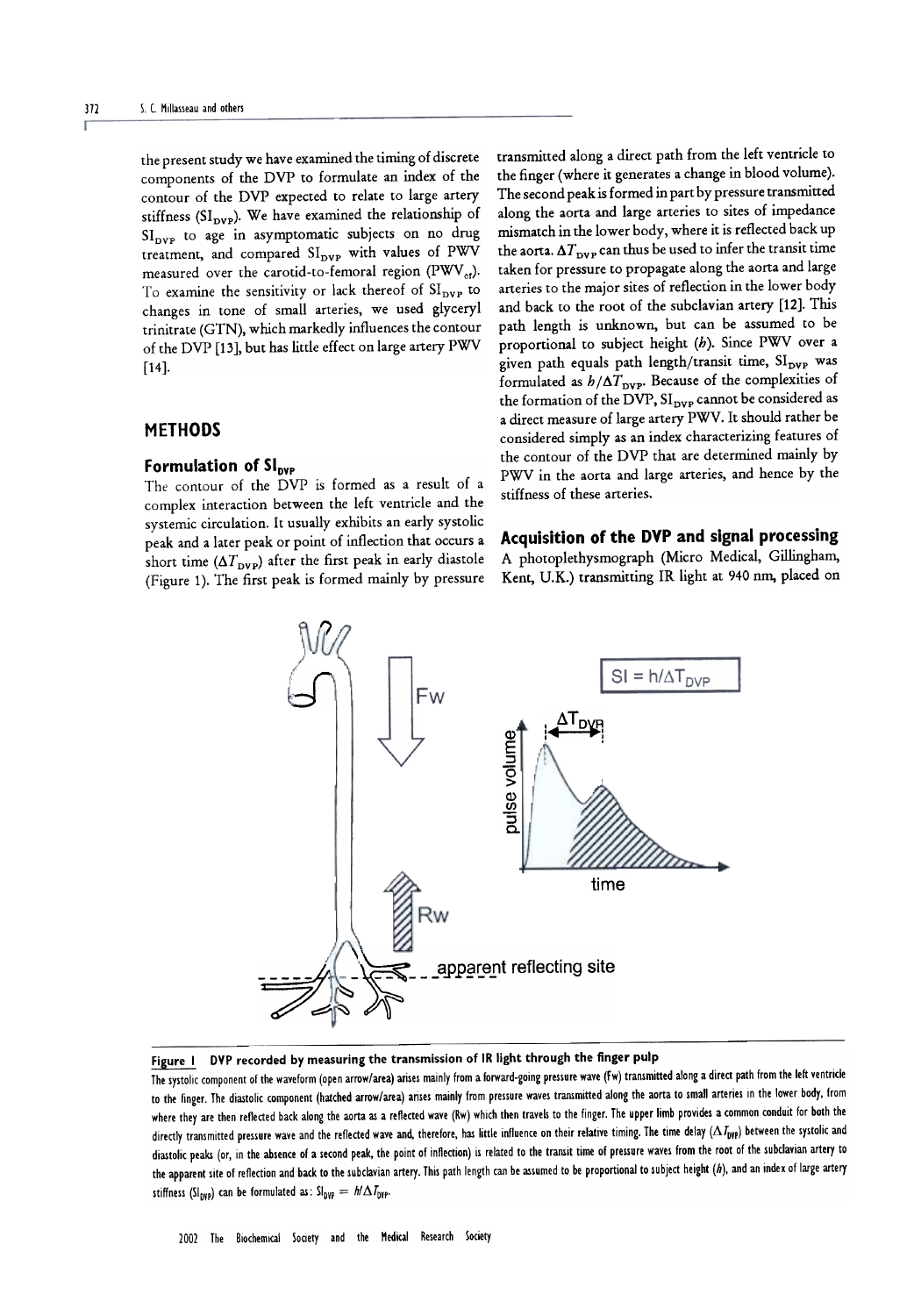the present study we have examined the timing of discrete components of the DVP to formulate an index of the contour of the DVP expected to relate to large artery stiffness ($SI_{DVP}$). We have examined the relationship of $SI_{DVP}$ to age in asymptomatic subjects on no drug treatment, and compared $SI_{DVP}$ with values of PWV measured over the carotid-to-femoral region ($PWV_{cf}$). To examine the sensitivity or lack thereof of $SI_{DVP}$ to changes in tone of small arteries, we used glyceryl trinitrate (GTN), which markedly influences the contour of the DVP [13], but has little effect on large artery PWV [14].

## METHODS

### Formulation of $SI_{DVP}$

The contour of the DVP is formed as a result of a complex interaction between the left ventricle and the systemic circulation. It usually exhibits an early systolic peak and a later peak or point of inflection that occurs a short time ($\Delta T_{DVP}$) after the first peak in early diastole (Figure 1). The first peak is formed mainly by pressure transmitted along a direct path from the left ventricle to the finger (where it generates a change in blood volume). The second peak is formed in part by pressure transmitted along the aorta and large arteries to sites of impedance mismatch in the lower body, where it is reflected back up the aorta. $\Delta T_{DVP}$ can thus be used to infer the transit time taken for pressure to propagate along the aorta and large arteries to the major sites of reflection in the lower body and back to the root of the subclavian artery [12]. This path length is unknown, but can be assumed to be proportional to subject height ($h$). Since PWV over a given path equals path length/transit time, $SI_{DVP}$ was formulated as $h/\Delta T_{DVP}$. Because of the complexities of the formation of the DVP, $SI_{DVP}$ cannot be considered as a direct measure of large artery PWV. It should rather be considered simply as an index characterizing features of the contour of the DVP that are determined mainly by PWV in the aorta and large arteries, and hence by the stiffness of these arteries.

### Acquisition of the DVP and signal processing

A photoplethysmograph (Micro Medical, Gillingham, Kent, U.K.) transmitting IR light at 940 nm, placed on

**Figure 1 DVP recorded by measuring the transmission of IR light through the finger pulp**

The systolic component of the waveform (open arrow/area) arises mainly from a forward-going pressure wave (Fw) transmitted along a direct path from the left ventricle to the finger. The diastolic component (hatched arrow/area) arises mainly from pressure waves transmitted along the aorta to small arteries in the lower body, from where they are then reflected back along the aorta as a reflected wave (Rw) which then travels to the finger. The upper limb provides a common conduit for both the directly transmitted pressure wave and the reflected wave and, therefore, has little influence on their relative timing. The time delay ($\Delta T_{DVP}$) between the systolic and diastolic peaks (or, in the absence of a second peak, the point of inflection) is related to the transit time of pressure waves from the root of the subclavian artery to the apparent site of reflection and back to the subclavian artery. This path length can be assumed to be proportional to subject height ($h$), and an index of large artery stiffness ($SI_{DVP}$) can be formulated as: $SI_{DVP} = h/\Delta T_{DVP}$.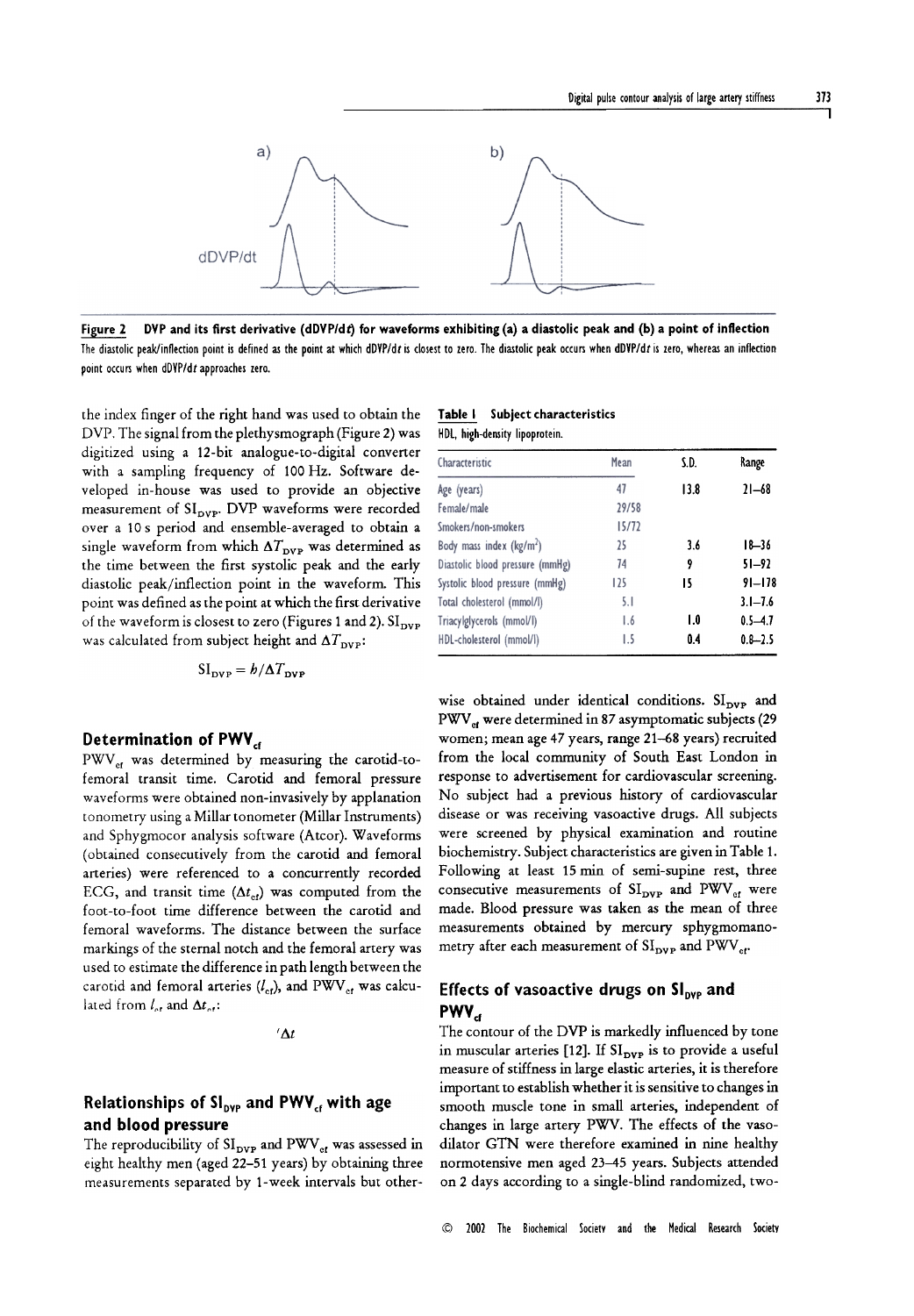**Figure 2 DVP and its first derivative (dDVP/d*t*) for waveforms exhibiting (a) a diastolic peak and (b) a point of inflection**

The diastolic peak/inflection point is defined as the point at which dDVP/d*t* is closest to zero. The diastolic peak occurs when dDVP/d*t* is zero, whereas an inflection point occurs when dDVP/d*t* approaches zero.

the index finger of the right hand was used to obtain the DVP. The signal from the plethysmograph (Figure 2) was digitized using a 12-bit analogue-to-digital converter with a sampling frequency of 100 Hz. Software developed in-house was used to provide an objective measurement of $SI_{DVP}$. DVP waveforms were recorded over a 10 s period and ensemble-averaged to obtain a single waveform from which $\Delta T_{DVP}$ was determined as the time between the first systolic peak and the early diastolic peak/inflection point in the waveform. This point was defined as the point at which the first derivative of the waveform is closest to zero (Figures 1 and 2). $SI_{DVP}$ was calculated from subject height and $\Delta T_{DVP}$:

$$SI_{DVP} = h/\Delta T_{DVP}$$

## Determination of $PWV_{cf}$

$PWV_{cf}$ was determined by measuring the carotid-to-femoral transit time. Carotid and femoral pressure waveforms were obtained non-invasively by applanation tonometry using a Millar tonometer (Millar Instruments) and Sphygmocor analysis software (Atcor). Waveforms (obtained consecutively from the carotid and femoral arteries) were referenced to a concurrently recorded ECG, and transit time ($\Delta t_{cf}$) was computed from the foot-to-foot time difference between the carotid and femoral waveforms. The distance between the surface markings of the sternal notch and the femoral artery was used to estimate the difference in path length between the carotid and femoral arteries ($l_{cf}$), and $PWV_{cf}$ was calculated from $l_{cf}$ and $\Delta t_{cf}$:

$$'\Delta t$$

## Relationships of $SI_{DVP}$ and $PWV_{cf}$ with age and blood pressure

The reproducibility of $SI_{DVP}$ and $PWV_{cf}$ was assessed in eight healthy men (aged 22–51 years) by obtaining three measurements separated by 1-week intervals but otherwise obtained under identical conditions. $SI_{DVP}$ and $PWV_{cf}$ were determined in 87 asymptomatic subjects (29 women; mean age 47 years, range 21–68 years) recruited from the local community of South East London in response to advertisement for cardiovascular screening. No subject had a previous history of cardiovascular disease or was receiving vasoactive drugs. All subjects were screened by physical examination and routine biochemistry. Subject characteristics are given in Table 1. Following at least 15 min of semi-supine rest, three consecutive measurements of $SI_{DVP}$ and $PWV_{cf}$ were made. Blood pressure was taken as the mean of three measurements obtained by mercury sphygmomanometry after each measurement of $SI_{DVP}$ and $PWV_{cf}$.

**Table 1 Subject characteristics**

HDL, high-density lipoprotein.

| Characteristic | Mean | S.D. | Range |
|---|---|---|---|
| Age (years) | 47 | 13.8 | 21–68 |
| Female/male | 29/58 | | |
| Smokers/non-smokers | 15/72 | | |
| Body mass index (kg/m$^2$) | 25 | 3.6 | 18–36 |
| Diastolic blood pressure (mmHg) | 74 | 9 | 51–92 |
| Systolic blood pressure (mmHg) | 125 | 15 | 91–178 |
| Total cholesterol (mmol/l) | 5.1 | | 3.1–7.6 |
| Triacylglycerols (mmol/l) | 1.6 | 1.0 | 0.5–4.7 |
| HDL-cholesterol (mmol/l) | 1.5 | 0.4 | 0.8–2.5 |

## Effects of vasoactive drugs on $SI_{DVP}$ and $PWV_{cf}$

The contour of the DVP is markedly influenced by tone in muscular arteries [12]. If $SI_{DVP}$ is to provide a useful measure of stiffness in large elastic arteries, it is therefore important to establish whether it is sensitive to changes in smooth muscle tone in small arteries, independent of changes in large artery PWV. The effects of the vasodilator GTN were therefore examined in nine healthy normotensive men aged 23–45 years. Subjects attended on 2 days according to a single-blind randomized, two-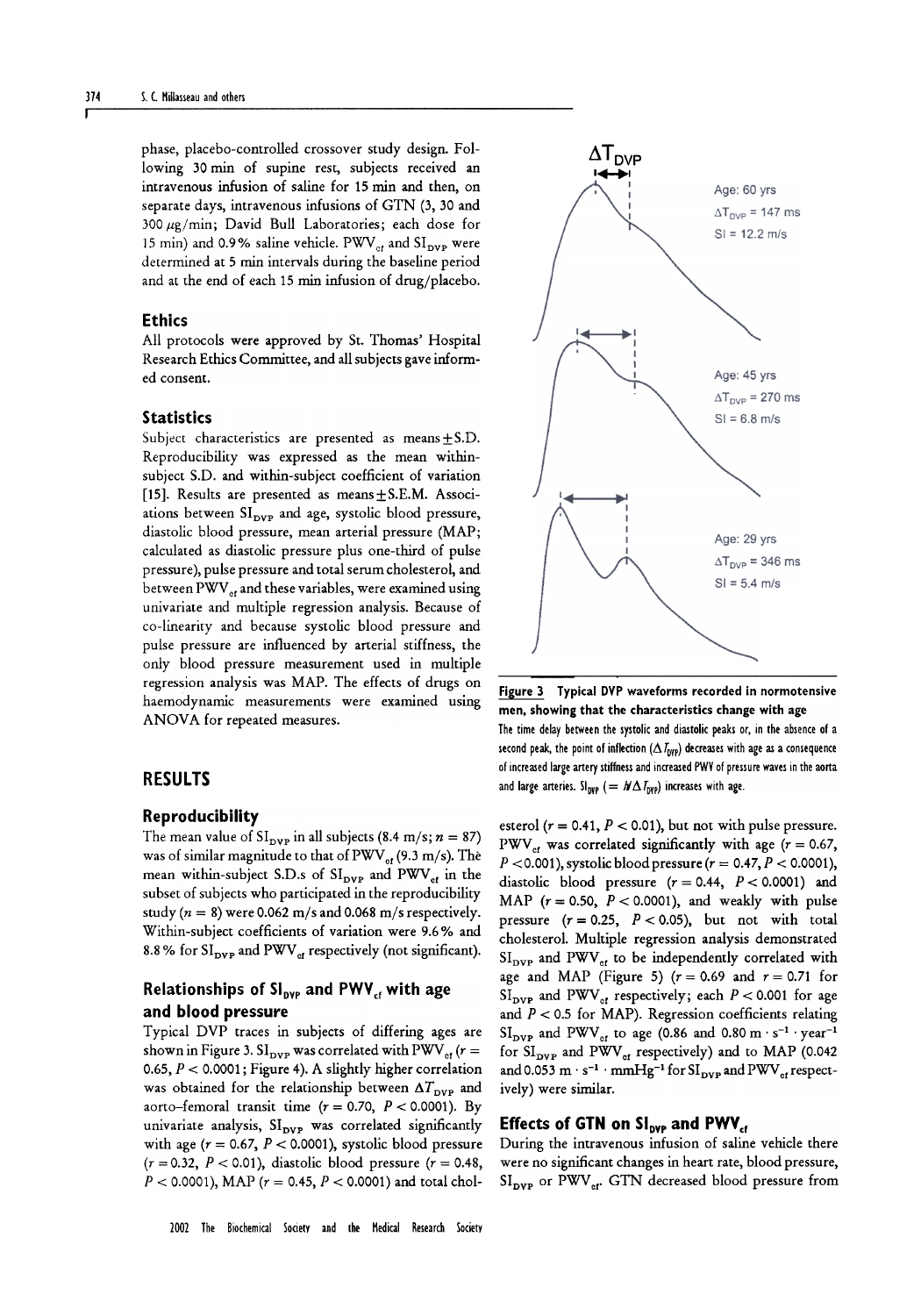phase, placebo-controlled crossover study design. Following 30 min of supine rest, subjects received an intravenous infusion of saline for 15 min and then, on separate days, intravenous infusions of GTN (3, 30 and 300 μg/min; David Bull Laboratories; each dose for 15 min) and 0.9% saline vehicle. $PWV_{cf}$ and $SI_{DVP}$ were determined at 5 min intervals during the baseline period and at the end of each 15 min infusion of drug/placebo.

### Ethics

All protocols were approved by St. Thomas' Hospital Research Ethics Committee, and all subjects gave informed consent.

### Statistics

Subject characteristics are presented as means ± S.D. Reproducibility was expressed as the mean within-subject S.D. and within-subject coefficient of variation [15]. Results are presented as means ± S.E.M. Associations between $SI_{DVP}$ and age, systolic blood pressure, diastolic blood pressure, mean arterial pressure (MAP; calculated as diastolic pressure plus one-third of pulse pressure), pulse pressure and total serum cholesterol, and between $PWV_{cf}$ and these variables, were examined using univariate and multiple regression analysis. Because of co-linearity and because systolic blood pressure and pulse pressure are influenced by arterial stiffness, the only blood pressure measurement used in multiple regression analysis was MAP. The effects of drugs on haemodynamic measurements were examined using ANOVA for repeated measures.

## RESULTS

### Reproducibility

The mean value of $SI_{DVP}$ in all subjects (8.4 m/s; $n = 87$) was of similar magnitude to that of $PWV_{cf}$ (9.3 m/s). The mean within-subject S.D.s of $SI_{DVP}$ and $PWV_{cf}$ in the subset of subjects who participated in the reproducibility study ($n = 8$) were 0.062 m/s and 0.068 m/s respectively. Within-subject coefficients of variation were 9.6% and 8.8% for $SI_{DVP}$ and $PWV_{cf}$ respectively (not significant).

### Relationships of $SI_{DVP}$ and $PWV_{cf}$ with age and blood pressure

Typical DVP traces in subjects of differing ages are shown in Figure 3. $SI_{DVP}$ was correlated with $PWV_{cf}$ ($r = 0.65$, $P < 0.0001$; Figure 4). A slightly higher correlation was obtained for the relationship between $\Delta T_{DVP}$ and aorto–femoral transit time ($r = 0.70$, $P < 0.0001$). By univariate analysis, $SI_{DVP}$ was correlated significantly with age ($r = 0.67$, $P < 0.0001$), systolic blood pressure ($r = 0.32$, $P < 0.01$), diastolic blood pressure ($r = 0.48$, $P < 0.0001$), MAP ($r = 0.45$, $P < 0.0001$) and total cholesterol ($r = 0.41$, $P < 0.01$), but not with pulse pressure. $PWV_{cf}$ was correlated significantly with age ($r = 0.67$, $P < 0.001$), systolic blood pressure ($r = 0.47$, $P < 0.0001$), diastolic blood pressure ($r = 0.44$, $P < 0.0001$) and MAP ($r = 0.50$, $P < 0.0001$), and weakly with pulse pressure ($r = 0.25$, $P < 0.05$), but not with total cholesterol. Multiple regression analysis demonstrated $SI_{DVP}$ and $PWV_{cf}$ to be independently correlated with age and MAP (Figure 5) ($r = 0.69$ and $r = 0.71$ for $SI_{DVP}$ and $PWV_{cf}$ respectively; each $P < 0.001$ for age and $P < 0.5$ for MAP). Regression coefficients relating $SI_{DVP}$ and $PWV_{cf}$ to age (0.86 and 0.80 $m \cdot s^{-1} \cdot year^{-1}$ for $SI_{DVP}$ and $PWV_{cf}$ respectively) and to MAP (0.042 and 0.053 $m \cdot s^{-1} \cdot mmHg^{-1}$ for $SI_{DVP}$ and $PWV_{cf}$ respectively) were similar.

Age: 60 yrs, $\Delta T_{DVP}$ = 147 ms, SI = 12.2 m/s
Age: 45 yrs, $\Delta T_{DVP}$ = 270 ms, SI = 6.8 m/s
Age: 29 yrs, $\Delta T_{DVP}$ = 346 ms, SI = 5.4 m/s

**Figure 3 Typical DVP waveforms recorded in normotensive men, showing that the characteristics change with age**

The time delay between the systolic and diastolic peaks or, in the absence of a second peak, the point of inflection ($\Delta T_{DVP}$) decreases with age as a consequence of increased large artery stiffness and increased PWV of pressure waves in the aorta and large arteries. $SI_{DVP}$ ($= h/\Delta T_{DVP}$) increases with age.

### Effects of GTN on $SI_{DVP}$ and $PWV_{cf}$

During the intravenous infusion of saline vehicle there were no significant changes in heart rate, blood pressure, $SI_{DVP}$ or $PWV_{cf}$. GTN decreased blood pressure from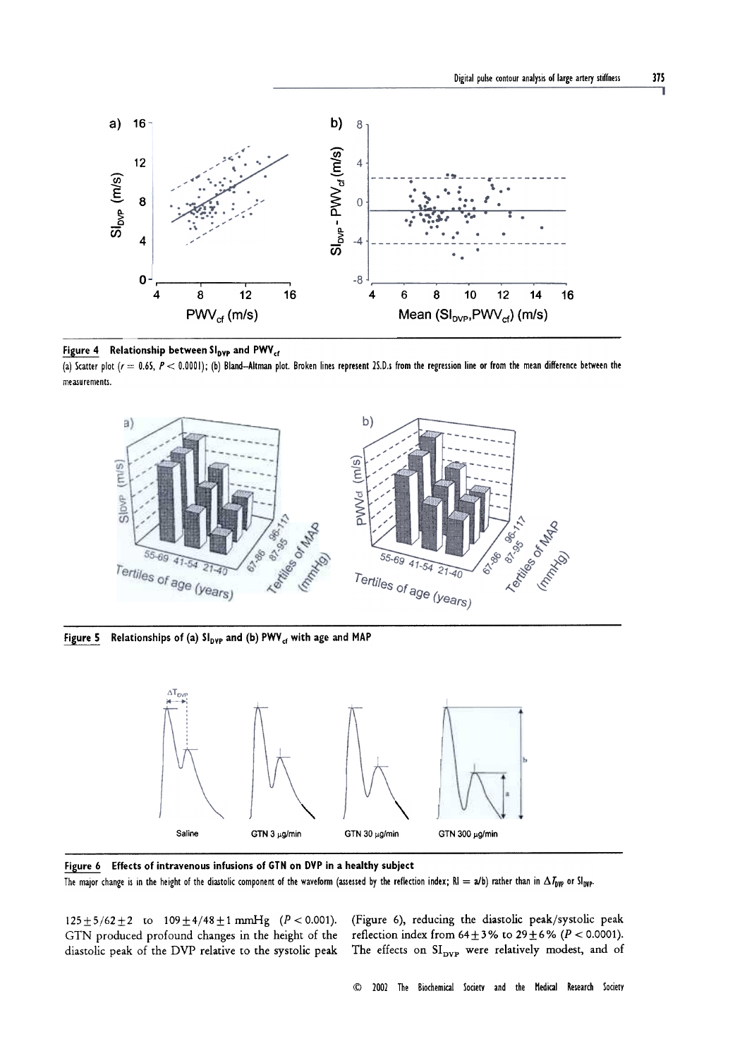**Figure 4 Relationship between $SI_{DVP}$ and $PWV_{cf}$**

(a) Scatter plot ($r = 0.65$, $P < 0.0001$); (b) Bland–Altman plot. Broken lines represent 2S.D.s from the regression line or from the mean difference between the measurements.

**Figure 5 Relationships of (a) $SI_{DVP}$ and (b) $PWV_{cf}$ with age and MAP**

**Figure 6 Effects of intravenous infusions of GTN on DVP in a healthy subject**

The major change is in the height of the diastolic component of the waveform (assessed by the reflection index; RI = a/b) rather than in $\Delta T_{DVP}$ or $SI_{DVP}$.

$125 \pm 5/62 \pm 2$ to $109 \pm 4/48 \pm 1$ mmHg ($P < 0.001$). GTN produced profound changes in the height of the diastolic peak of the DVP relative to the systolic peak (Figure 6), reducing the diastolic peak/systolic peak reflection index from $64 \pm 3\%$ to $29 \pm 6\%$ ($P < 0.0001$). The effects on $SI_{DVP}$ were relatively modest, and of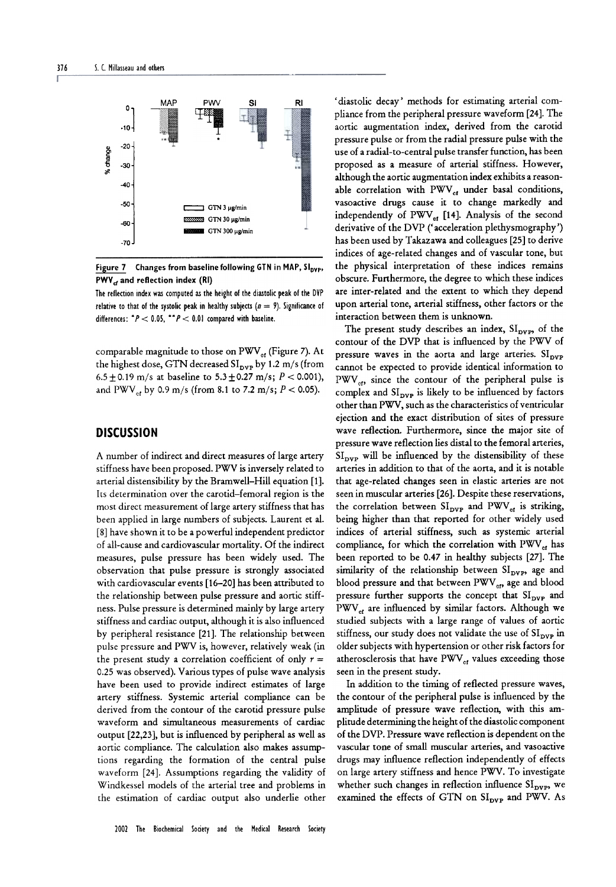**Figure 7 Changes from baseline following GTN in MAP, $SI_{DVP}$, $PWV_{cf}$ and reflection index (RI)**

The reflection index was computed as the height of the diastolic peak of the DVP relative to that of the systolic peak in healthy subjects ($n = 9$). Significance of differences: $^{*}P < 0.05$, $^{**}P < 0.01$ compared with baseline.

comparable magnitude to those on $PWV_{cf}$ (Figure 7). At the highest dose, GTN decreased $SI_{DVP}$ by 1.2 m/s (from $6.5 \pm 0.19$ m/s at baseline to $5.3 \pm 0.27$ m/s; $P < 0.001$), and $PWV_{cf}$ by 0.9 m/s (from 8.1 to 7.2 m/s; $P < 0.05$).

## DISCUSSION

A number of indirect and direct measures of large artery stiffness have been proposed. PWV is inversely related to arterial distensibility by the Bramwell–Hill equation [1]. Its determination over the carotid–femoral region is the most direct measurement of large artery stiffness that has been applied in large numbers of subjects. Laurent et al. [8] have shown it to be a powerful independent predictor of all-cause and cardiovascular mortality. Of the indirect measures, pulse pressure has been widely used. The observation that pulse pressure is strongly associated with cardiovascular events [16–20] has been attributed to the relationship between pulse pressure and aortic stiffness. Pulse pressure is determined mainly by large artery stiffness and cardiac output, although it is also influenced by peripheral resistance [21]. The relationship between pulse pressure and PWV is, however, relatively weak (in the present study a correlation coefficient of only $r = 0.25$ was observed). Various types of pulse wave analysis have been used to provide indirect estimates of large artery stiffness. Systemic arterial compliance can be derived from the contour of the carotid pressure pulse waveform and simultaneous measurements of cardiac output [22,23], but is influenced by peripheral as well as aortic compliance. The calculation also makes assumptions regarding the formation of the central pulse waveform [24]. Assumptions regarding the validity of Windkessel models of the arterial tree and problems in the estimation of cardiac output also underlie other 'diastolic decay' methods for estimating arterial compliance from the peripheral pressure waveform [24]. The aortic augmentation index, derived from the carotid pressure pulse or from the radial pressure pulse with the use of a radial-to-central pulse transfer function, has been proposed as a measure of arterial stiffness. However, although the aortic augmentation index exhibits a reasonable correlation with $PWV_{cf}$ under basal conditions, vasoactive drugs cause it to change markedly and independently of $PWV_{cf}$ [14]. Analysis of the second derivative of the DVP ('acceleration plethysmography') has been used by Takazawa and colleagues [25] to derive indices of age-related changes and of vascular tone, but the physical interpretation of these indices remains obscure. Furthermore, the degree to which these indices are inter-related and the extent to which they depend upon arterial tone, arterial stiffness, other factors or the interaction between them is unknown.

The present study describes an index, $SI_{DVP}$, of the contour of the DVP that is influenced by the PWV of pressure waves in the aorta and large arteries. $SI_{DVP}$ cannot be expected to provide identical information to $PWV_{cf}$, since the contour of the peripheral pulse is complex and $SI_{DVP}$ is likely to be influenced by factors other than PWV, such as the characteristics of ventricular ejection and the exact distribution of sites of pressure wave reflection. Furthermore, since the major site of pressure wave reflection lies distal to the femoral arteries, $SI_{DVP}$ will be influenced by the distensibility of these arteries in addition to that of the aorta, and it is notable that age-related changes seen in elastic arteries are not seen in muscular arteries [26]. Despite these reservations, the correlation between $SI_{DVP}$ and $PWV_{cf}$ is striking, being higher than that reported for other widely used indices of arterial stiffness, such as systemic arterial compliance, for which the correlation with $PWV_{cf}$ has been reported to be 0.47 in healthy subjects [27]. The similarity of the relationship between $SI_{DVP}$, age and blood pressure and that between $PWV_{cf}$, age and blood pressure further supports the concept that $SI_{DVP}$ and $PWV_{cf}$ are influenced by similar factors. Although we studied subjects with a large range of values of aortic stiffness, our study does not validate the use of $SI_{DVP}$ in older subjects with hypertension or other risk factors for atherosclerosis that have $PWV_{cf}$ values exceeding those seen in the present study.

In addition to the timing of reflected pressure waves, the contour of the peripheral pulse is influenced by the amplitude of pressure wave reflection, with this amplitude determining the height of the diastolic component of the DVP. Pressure wave reflection is dependent on the vascular tone of small muscular arteries, and vasoactive drugs may influence reflection independently of effects on large artery stiffness and hence PWV. To investigate whether such changes in reflection influence $SI_{DVP}$, we examined the effects of GTN on $SI_{DVP}$ and PWV. As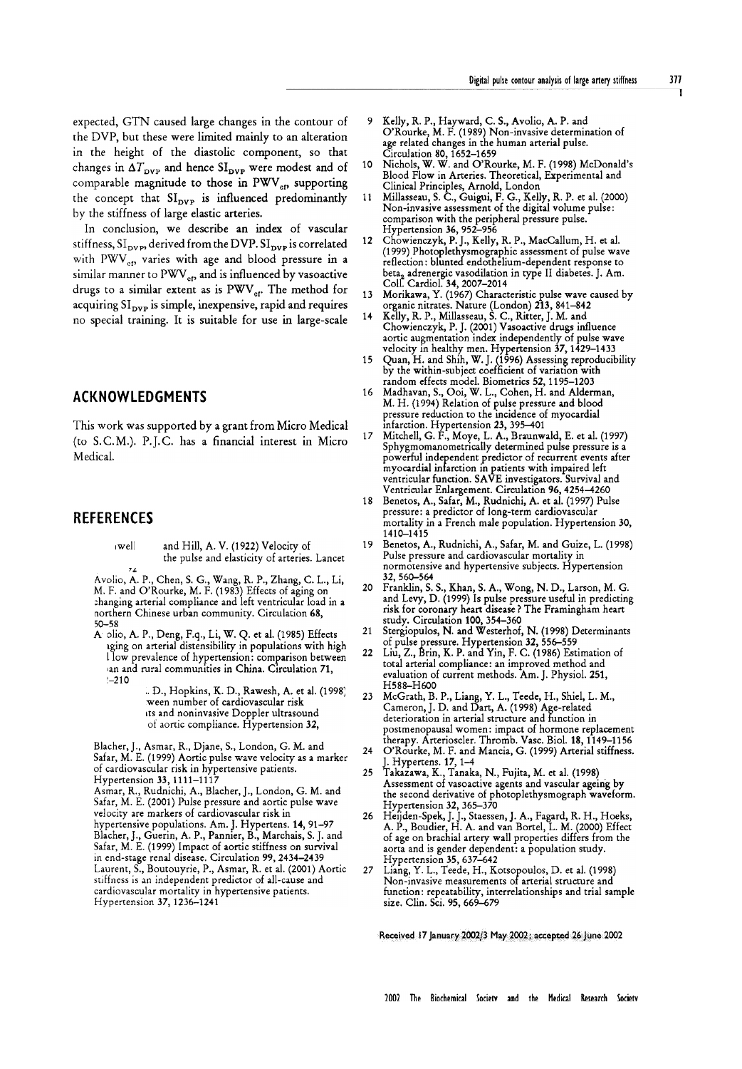expected, GTN caused large changes in the contour of the DVP, but these were limited mainly to an alteration in the height of the diastolic component, so that changes in $\Delta T_{DVP}$ and hence $SI_{DVP}$ were modest and of comparable magnitude to those in $PWV_{cf}$, supporting the concept that $SI_{DVP}$ is influenced predominantly by the stiffness of large elastic arteries.

In conclusion, we describe an index of vascular stiffness, $SI_{DVP}$, derived from the DVP. $SI_{DVP}$ is correlated with $PWV_{cf}$, varies with age and blood pressure in a similar manner to $PWV_{cf}$, and is influenced by vasoactive drugs to a similar extent as is $PWV_{cf}$. The method for acquiring $SI_{DVP}$ is simple, inexpensive, rapid and requires no special training. It is suitable for use in large-scale

## ACKNOWLEDGMENTS

This work was supported by a grant from Micro Medical (to S.C.M.). P.J.C. has a financial interest in Micro Medical.

## REFERENCES

ıwell and Hill, A. V. (1922) Velocity of the pulse and elasticity of arteries. Lancet 74

Avolio, A. P., Chen, S. G., Wang, R. P., Zhang, C. L., Li, M. F. and O'Rourke, M. F. (1983) Effects of aging on changing arterial compliance and left ventricular load in a northern Chinese urban community. Circulation 68, 50–58

A olio, A. P., Deng, F.q., Li, W. Q. et al. (1985) Effects ıging on arterial distensibility in populations with high l low prevalence of hypertension: comparison between ıan and rural communities in China. Circulation 71, –210

.. D., Hopkins, K. D., Rawesh, A. et al. (1998) ween number of cardiovascular risk ıts and noninvasive Doppler ultrasound of aortic compliance. Hypertension 32,

Blacher, J., Asmar, R., Djane, S., London, G. M. and Safar, M. E. (1999) Aortic pulse wave velocity as a marker of cardiovascular risk in hypertensive patients. Hypertension 33, 1111–1117

Asmar, R., Rudnichi, A., Blacher, J., London, G. M. and Safar, M. E. (2001) Pulse pressure and aortic pulse wave velocity are markers of cardiovascular risk in hypertensive populations. Am. J. Hypertens. 14, 91–97

Blacher, J., Guerin, A. P., Pannier, B., Marchais, S. J. and Safar, M. E. (1999) Impact of aortic stiffness on survival in end-stage renal disease. Circulation 99, 2434–2439

Laurent, S., Boutouyrie, P., Asmar, R. et al. (2001) Aortic stiffness is an independent predictor of all-cause and cardiovascular mortality in hypertensive patients. Hypertension 37, 1236–1241

9 Kelly, R. P., Hayward, C. S., Avolio, A. P. and O'Rourke, M. F. (1989) Non-invasive determination of age related changes in the human arterial pulse. Circulation 80, 1652–1659

10 Nichols, W. W. and O'Rourke, M. F. (1998) McDonald's Blood Flow in Arteries. Theoretical, Experimental and Clinical Principles, Arnold, London

11 Millasseau, S. C., Guigui, F. G., Kelly, R. P. et al. (2000) Non-invasive assessment of the digital volume pulse: comparison with the peripheral pressure pulse. Hypertension 36, 952–956

12 Chowienczyk, P. J., Kelly, R. P., MacCallum, H. et al. (1999) Photoplethysmographic assessment of pulse wave reflection: blunted endothelium-dependent response to beta$_2$ adrenergic vasodilation in type II diabetes. J. Am. Coll. Cardiol. 34, 2007–2014

13 Morikawa, Y. (1967) Characteristic pulse wave caused by organic nitrates. Nature (London) 213, 841–842

14 Kelly, R. P., Millasseau, S. C., Ritter, J. M. and Chowienczyk, P. J. (2001) Vasoactive drugs influence aortic augmentation index independently of pulse wave velocity in healthy men. Hypertension 37, 1429–1433

15 Quan, H. and Shih, W. J. (1996) Assessing reproducibility by the within-subject coefficient of variation with random effects model. Biometrics 52, 1195–1203

16 Madhavan, S., Ooi, W. L., Cohen, H. and Alderman, M. H. (1994) Relation of pulse pressure and blood pressure reduction to the incidence of myocardial infarction. Hypertension 23, 395–401

17 Mitchell, G. F., Moye, L. A., Braunwald, E. et al. (1997) Sphygmomanometrically determined pulse pressure is a powerful independent predictor of recurrent events after myocardial infarction in patients with impaired left ventricular function. SAVE investigators. Survival and Ventricular Enlargement. Circulation 96, 4254–4260

18 Benetos, A., Safar, M., Rudnichi, A. et al. (1997) Pulse pressure: a predictor of long-term cardiovascular mortality in a French male population. Hypertension 30, 1410–1415

19 Benetos, A., Rudnichi, A., Safar, M. and Guize, L. (1998) Pulse pressure and cardiovascular mortality in normotensive and hypertensive subjects. Hypertension 32, 560–564

20 Franklin, S. S., Khan, S. A., Wong, N. D., Larson, M. G. and Levy, D. (1999) Is pulse pressure useful in predicting risk for coronary heart disease? The Framingham heart study. Circulation 100, 354–360

21 Stergiopulos, N. and Westerhof, N. (1998) Determinants of pulse pressure. Hypertension 32, 556–559

22 Liu, Z., Brin, K. P. and Yin, F. C. (1986) Estimation of total arterial compliance: an improved method and evaluation of current methods. Am. J. Physiol. 251, H588–H600

23 McGrath, B. P., Liang, Y. L., Teede, H., Shiel, L. M., Cameron, J. D. and Dart, A. (1998) Age-related deterioration in arterial structure and function in postmenopausal women: impact of hormone replacement therapy. Arterioscler. Thromb. Vasc. Biol. 18, 1149–1156

24 O'Rourke, M. F. and Mancia, G. (1999) Arterial stiffness. J. Hypertens. 17, 1–4

25 Takazawa, K., Tanaka, N., Fujita, M. et al. (1998) Assessment of vasoactive agents and vascular ageing by the second derivative of photoplethysmograph waveform. Hypertension 32, 365–370

26 Heijden-Spek, J. J., Staessen, J. A., Fagard, R. H., Hoeks, A. P., Boudier, H. A. and van Bortel, L. M. (2000) Effect of age on brachial artery wall properties differs from the aorta and is gender dependent: a population study. Hypertension 35, 637–642

27 Liang, Y. L., Teede, H., Kotsopoulos, D. et al. (1998) Non-invasive measurements of arterial structure and function: repeatability, interrelationships and trial sample size. Clin. Sci. 95, 669–679

Received 17 January 2002/3 May 2002; accepted 26 June 2002